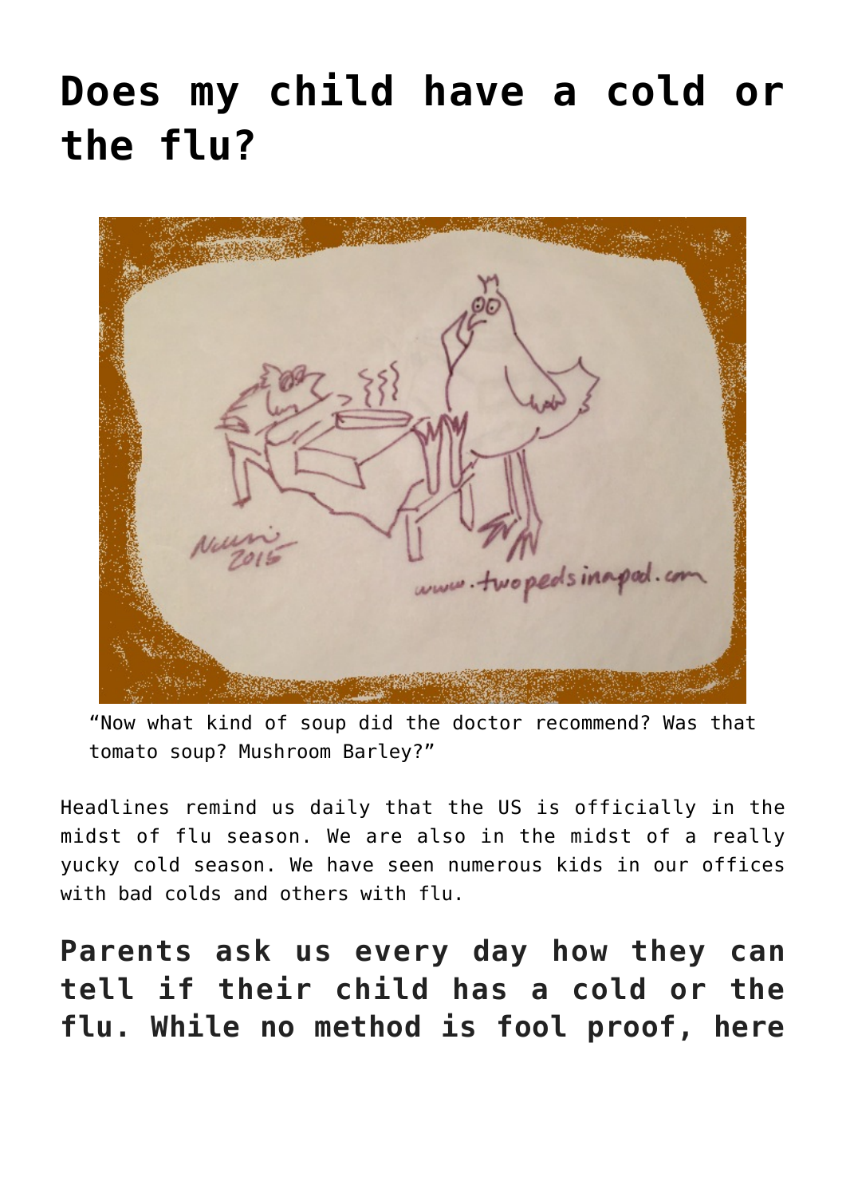# Does my child have a cold or the flu?

"Now what kind of soup did the doctor recommend? Was that tomato soup? Mushroom Barley?"

Headlines remind us daily that the US is officially in the midst of flu season. We are also in the midst of a really yucky cold season. We have seen numerous kids in our offices with bad colds and others with flu.

## Parents ask us every day how they can tell if their child has a cold or the flu. While no method is fool proof, here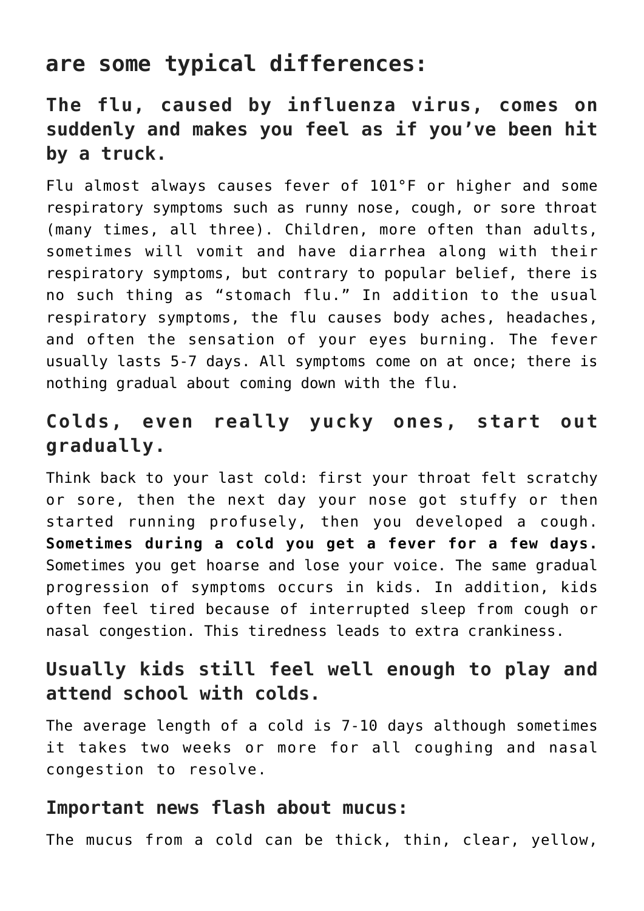## are some typical differences:

### The flu, caused by influenza virus, comes on suddenly and makes you feel as if you've been hit by a truck.

Flu almost always causes fever of 101°F or higher and some respiratory symptoms such as runny nose, cough, or sore throat (many times, all three). Children, more often than adults, sometimes will vomit and have diarrhea along with their respiratory symptoms, but contrary to popular belief, there is no such thing as "stomach flu." In addition to the usual respiratory symptoms, the flu causes body aches, headaches, and often the sensation of your eyes burning. The fever usually lasts 5-7 days. All symptoms come on at once; there is nothing gradual about coming down with the flu.

### Colds, even really yucky ones, start out gradually.

Think back to your last cold: first your throat felt scratchy or sore, then the next day your nose got stuffy or then started running profusely, then you developed a cough. **Sometimes during a cold you get a fever for a few days.** Sometimes you get hoarse and lose your voice. The same gradual progression of symptoms occurs in kids. In addition, kids often feel tired because of interrupted sleep from cough or nasal congestion. This tiredness leads to extra crankiness.

### Usually kids still feel well enough to play and attend school with colds.

The average length of a cold is 7-10 days although sometimes it takes two weeks or more for all coughing and nasal congestion to resolve.

### Important news flash about mucus:

The mucus from a cold can be thick, thin, clear, yellow,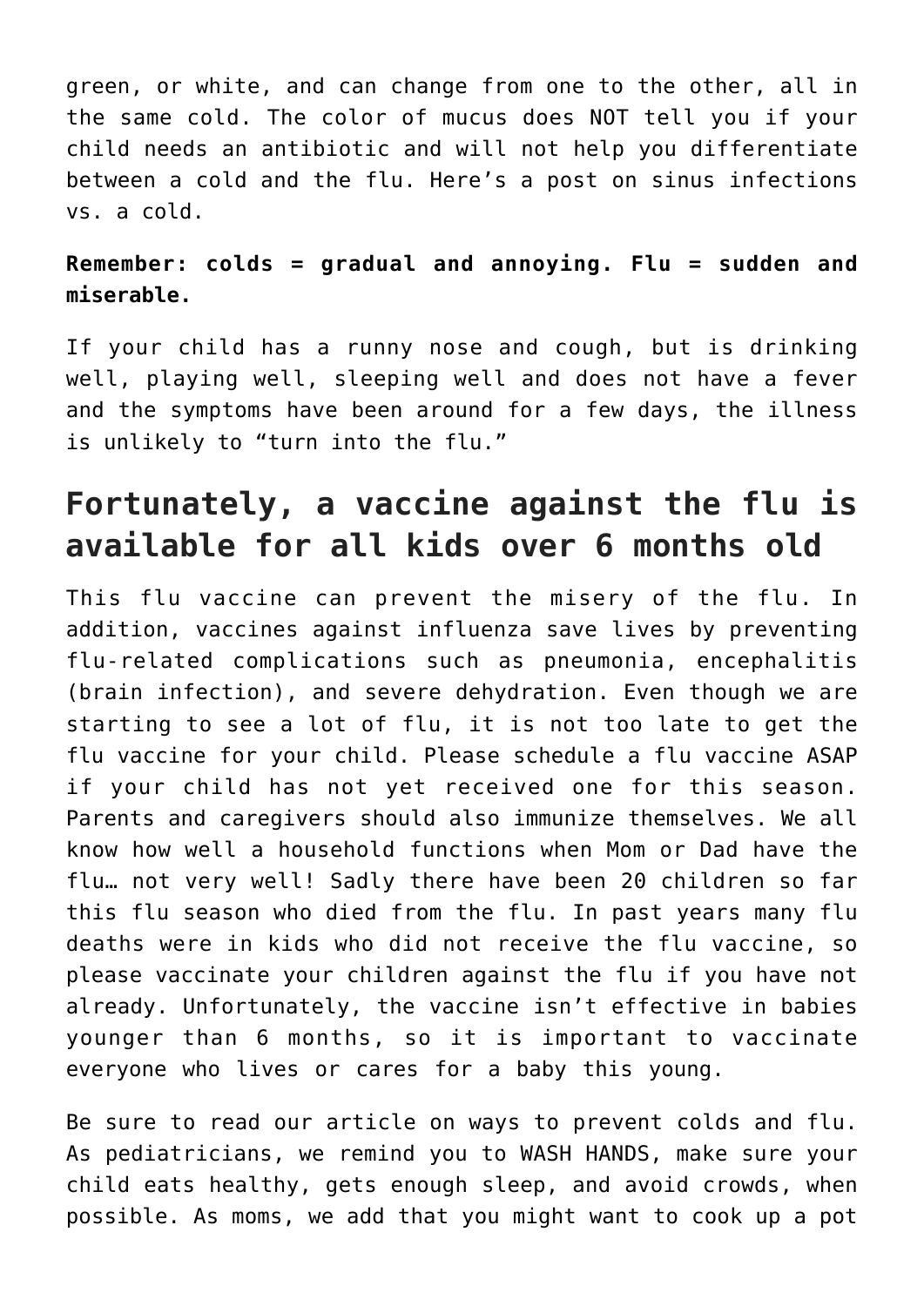green, or white, and can change from one to the other, all in the same cold. The color of mucus does NOT tell you if your child needs an antibiotic and will not help you differentiate between a cold and the flu. Here's a post on sinus infections vs. a cold.

**Remember: colds = gradual and annoying. Flu = sudden and miserable.**

If your child has a runny nose and cough, but is drinking well, playing well, sleeping well and does not have a fever and the symptoms have been around for a few days, the illness is unlikely to "turn into the flu."

## Fortunately, a vaccine against the flu is available for all kids over 6 months old

This flu vaccine can prevent the misery of the flu. In addition, vaccines against influenza save lives by preventing flu-related complications such as pneumonia, encephalitis (brain infection), and severe dehydration. Even though we are starting to see a lot of flu, it is not too late to get the flu vaccine for your child. Please schedule a flu vaccine ASAP if your child has not yet received one for this season. Parents and caregivers should also immunize themselves. We all know how well a household functions when Mom or Dad have the flu… not very well! Sadly there have been 20 children so far this flu season who died from the flu. In past years many flu deaths were in kids who did not receive the flu vaccine, so please vaccinate your children against the flu if you have not already. Unfortunately, the vaccine isn't effective in babies younger than 6 months, so it is important to vaccinate everyone who lives or cares for a baby this young.

Be sure to read our article on ways to prevent colds and flu. As pediatricians, we remind you to WASH HANDS, make sure your child eats healthy, gets enough sleep, and avoid crowds, when possible. As moms, we add that you might want to cook up a pot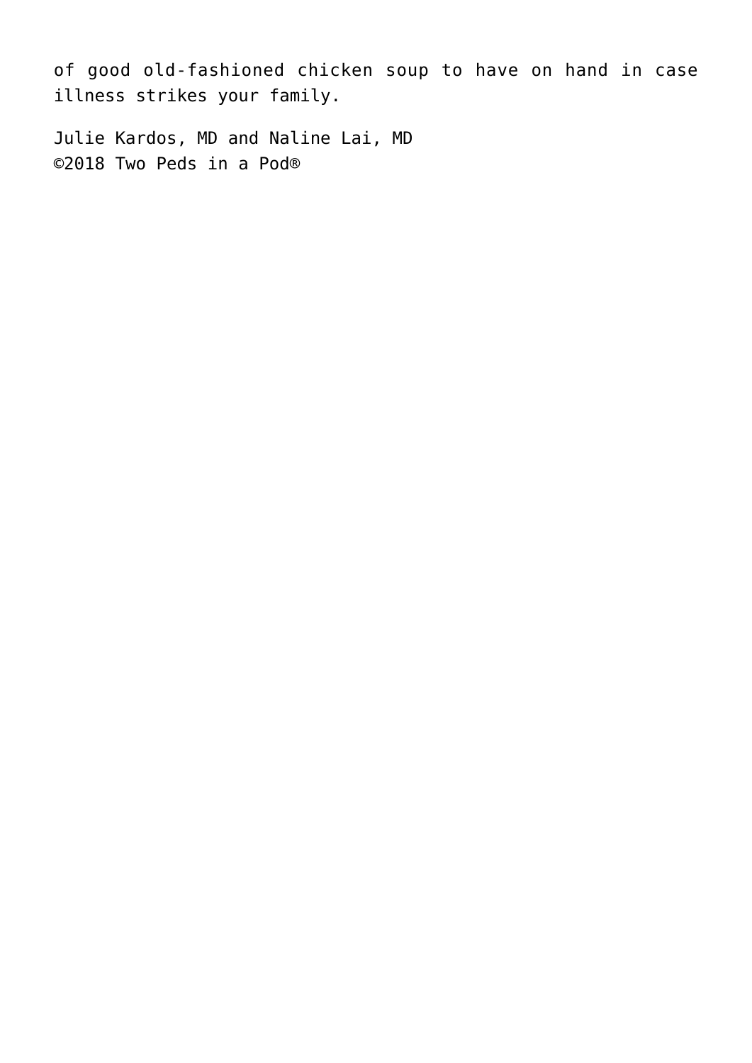of good old-fashioned chicken soup to have on hand in case illness strikes your family.

Julie Kardos, MD and Naline Lai, MD
©2018 Two Peds in a Pod®